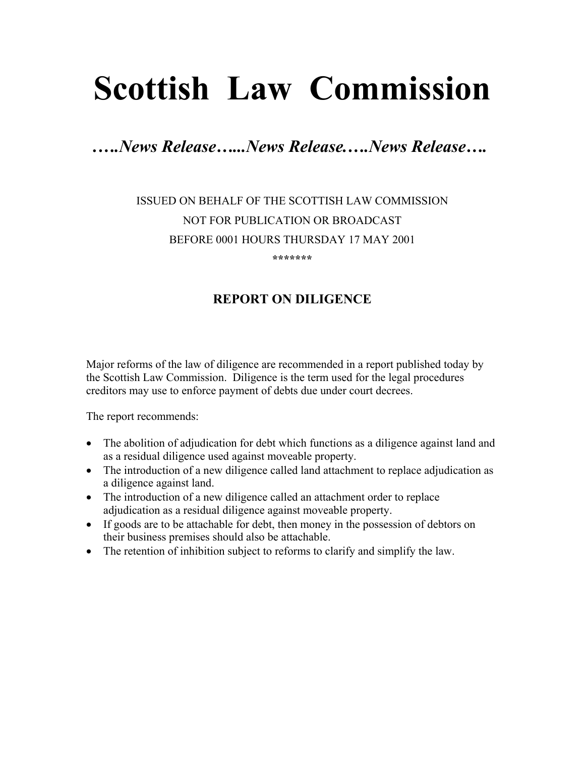# Scottish Law Commission

## *…..News Release…...News Release…..News Release….*

ISSUED ON BEHALF OF THE SCOTTISH LAW COMMISSION

NOT FOR PUBLICATION OR BROADCAST

BEFORE 0001 HOURS THURSDAY 17 MAY 2001

*******

### REPORT ON DILIGENCE

Major reforms of the law of diligence are recommended in a report published today by the Scottish Law Commission. Diligence is the term used for the legal procedures creditors may use to enforce payment of debts due under court decrees.

The report recommends:

- The abolition of adjudication for debt which functions as a diligence against land and as a residual diligence used against moveable property.
- The introduction of a new diligence called land attachment to replace adjudication as a diligence against land.
- The introduction of a new diligence called an attachment order to replace adjudication as a residual diligence against moveable property.
- If goods are to be attachable for debt, then money in the possession of debtors on their business premises should also be attachable.
- The retention of inhibition subject to reforms to clarify and simplify the law.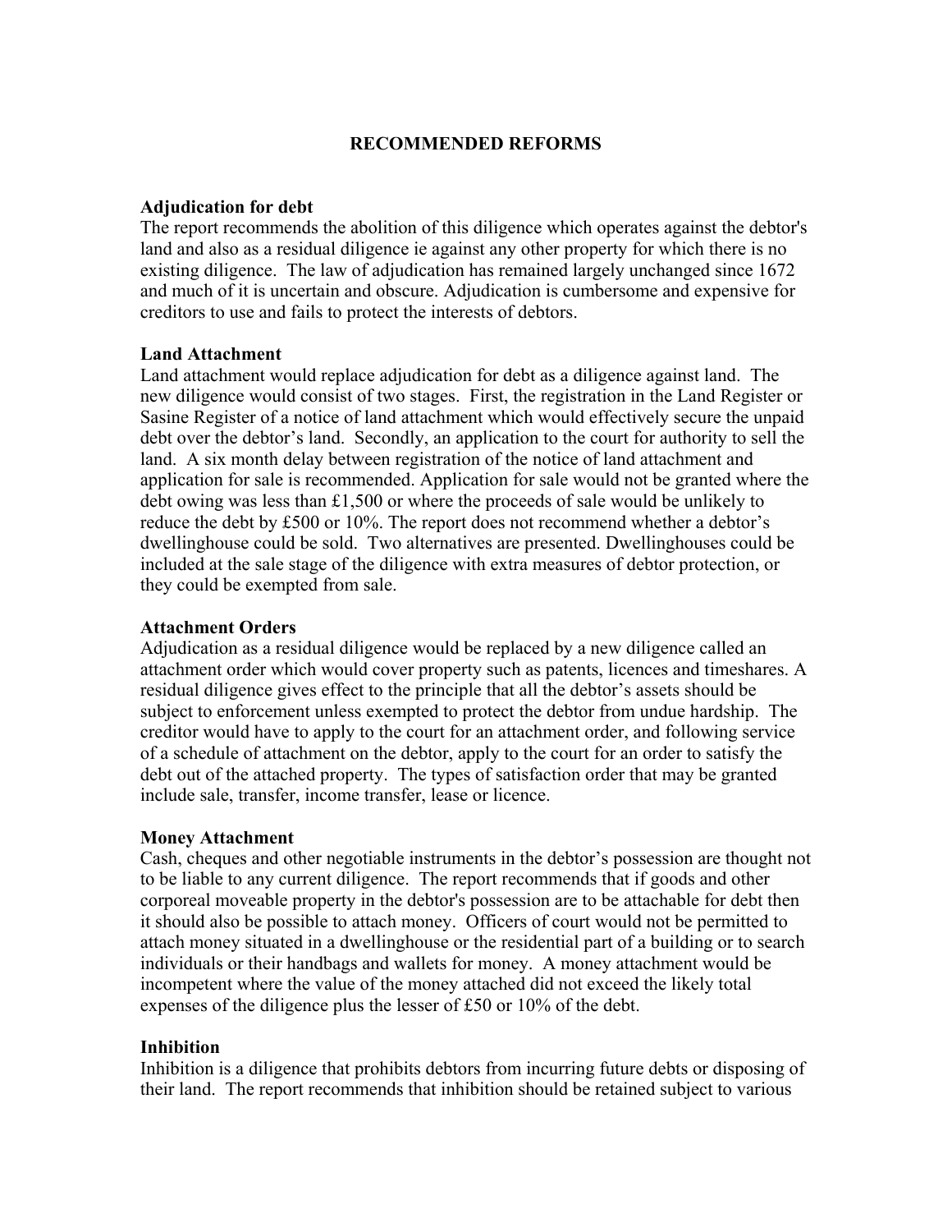## RECOMMENDED REFORMS

**Adjudication for debt**
The report recommends the abolition of this diligence which operates against the debtor's land and also as a residual diligence ie against any other property for which there is no existing diligence. The law of adjudication has remained largely unchanged since 1672 and much of it is uncertain and obscure. Adjudication is cumbersome and expensive for creditors to use and fails to protect the interests of debtors.

**Land Attachment**
Land attachment would replace adjudication for debt as a diligence against land. The new diligence would consist of two stages. First, the registration in the Land Register or Sasine Register of a notice of land attachment which would effectively secure the unpaid debt over the debtor's land. Secondly, an application to the court for authority to sell the land. A six month delay between registration of the notice of land attachment and application for sale is recommended. Application for sale would not be granted where the debt owing was less than £1,500 or where the proceeds of sale would be unlikely to reduce the debt by £500 or 10%. The report does not recommend whether a debtor's dwellinghouse could be sold. Two alternatives are presented. Dwellinghouses could be included at the sale stage of the diligence with extra measures of debtor protection, or they could be exempted from sale.

**Attachment Orders**
Adjudication as a residual diligence would be replaced by a new diligence called an attachment order which would cover property such as patents, licences and timeshares. A residual diligence gives effect to the principle that all the debtor's assets should be subject to enforcement unless exempted to protect the debtor from undue hardship. The creditor would have to apply to the court for an attachment order, and following service of a schedule of attachment on the debtor, apply to the court for an order to satisfy the debt out of the attached property. The types of satisfaction order that may be granted include sale, transfer, income transfer, lease or licence.

**Money Attachment**
Cash, cheques and other negotiable instruments in the debtor's possession are thought not to be liable to any current diligence. The report recommends that if goods and other corporeal moveable property in the debtor's possession are to be attachable for debt then it should also be possible to attach money. Officers of court would not be permitted to attach money situated in a dwellinghouse or the residential part of a building or to search individuals or their handbags and wallets for money. A money attachment would be incompetent where the value of the money attached did not exceed the likely total expenses of the diligence plus the lesser of £50 or 10% of the debt.

**Inhibition**
Inhibition is a diligence that prohibits debtors from incurring future debts or disposing of their land. The report recommends that inhibition should be retained subject to various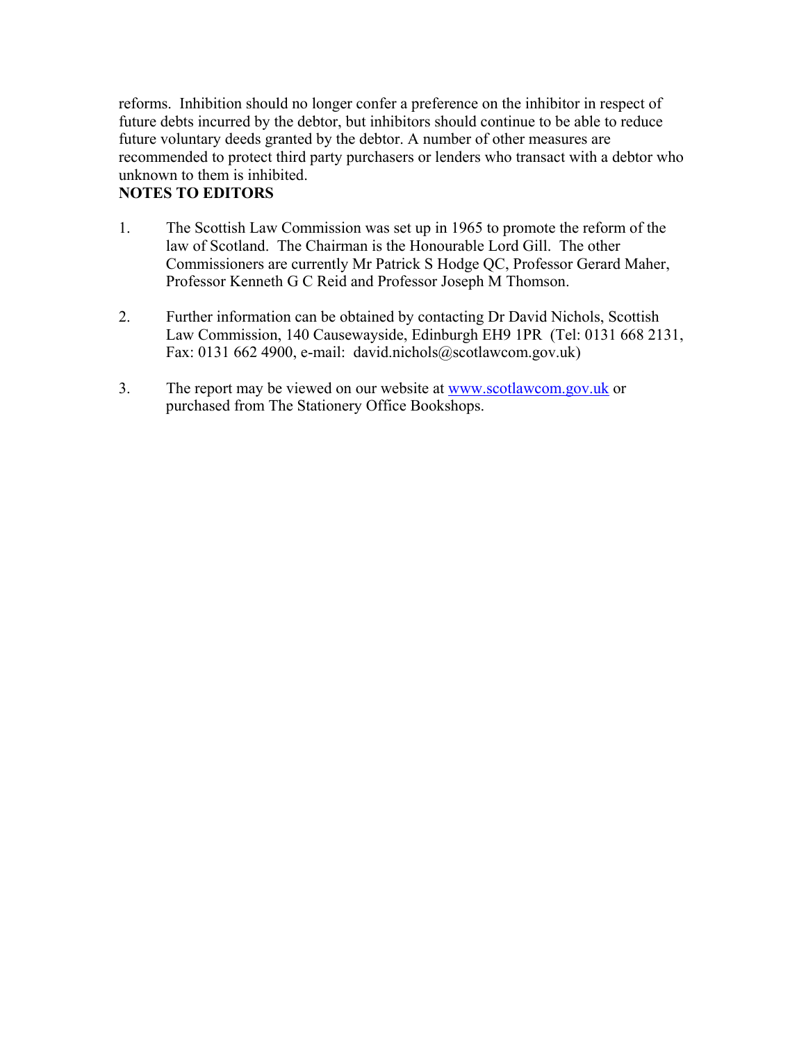reforms. Inhibition should no longer confer a preference on the inhibitor in respect of future debts incurred by the debtor, but inhibitors should continue to be able to reduce future voluntary deeds granted by the debtor. A number of other measures are recommended to protect third party purchasers or lenders who transact with a debtor who unknown to them is inhibited.

**NOTES TO EDITORS**

1. The Scottish Law Commission was set up in 1965 to promote the reform of the law of Scotland. The Chairman is the Honourable Lord Gill. The other Commissioners are currently Mr Patrick S Hodge QC, Professor Gerard Maher, Professor Kenneth G C Reid and Professor Joseph M Thomson.

2. Further information can be obtained by contacting Dr David Nichols, Scottish Law Commission, 140 Causewayside, Edinburgh EH9 1PR (Tel: 0131 668 2131, Fax: 0131 662 4900, e-mail: david.nichols@scotlawcom.gov.uk)

3. The report may be viewed on our website at [www.scotlawcom.gov.uk](http://www.scotlawcom.gov.uk) or purchased from The Stationery Office Bookshops.